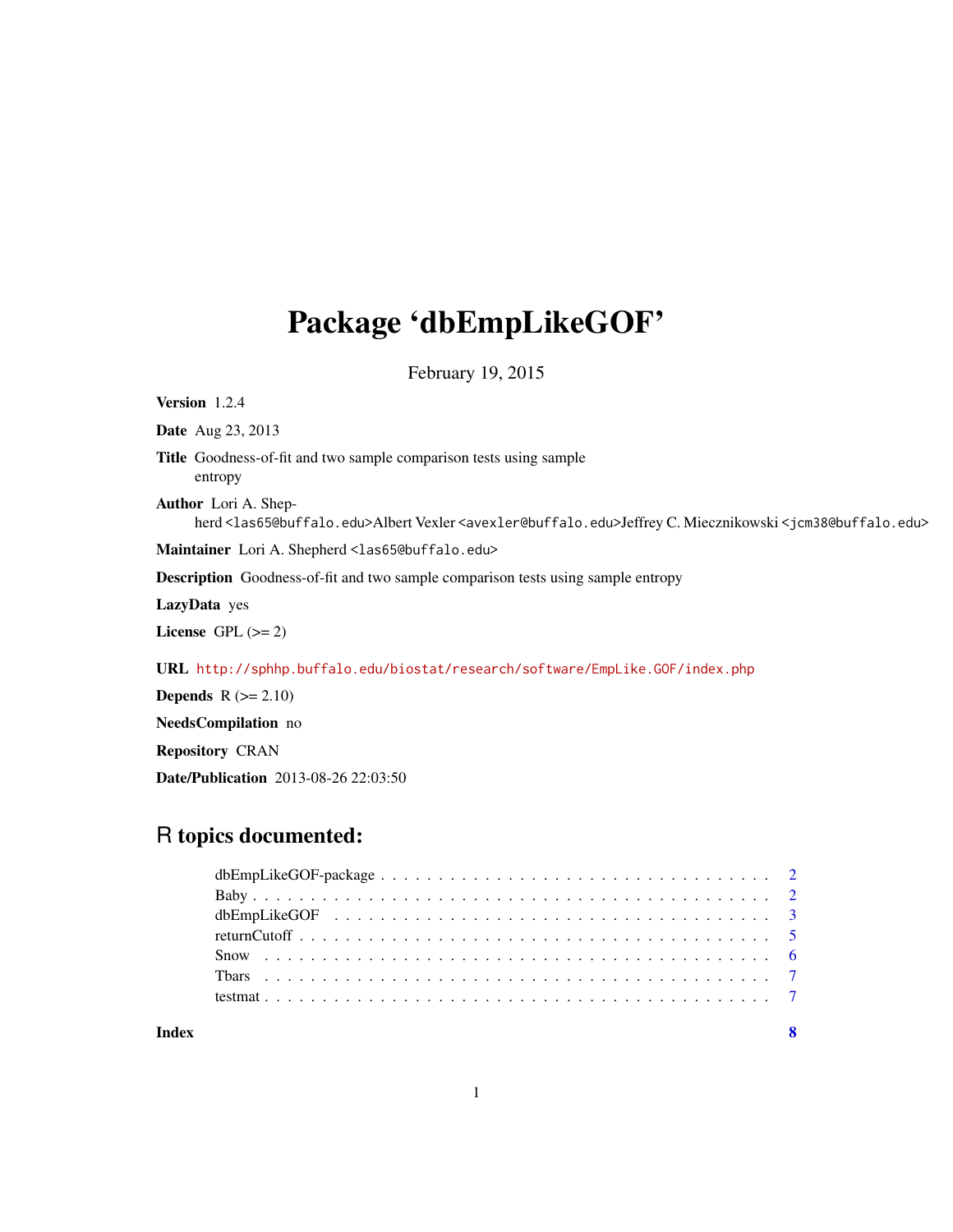# Package 'dbEmpLikeGOF'

February 19, 2015

**Version** 1.2.4

**Date** Aug 23, 2013

**Title** Goodness-of-fit and two sample comparison tests using sample entropy

**Author** Lori A. Shepherd <las65@buffalo.edu>Albert Vexler <avexler@buffalo.edu>Jeffrey C. Miecznikowski <jcm38@buffalo.edu>

**Maintainer** Lori A. Shepherd <las65@buffalo.edu>

**Description** Goodness-of-fit and two sample comparison tests using sample entropy

**LazyData** yes

**License** GPL (>= 2)

**URL** http://sphhp.buffalo.edu/biostat/research/software/EmpLike.GOF/index.php

**Depends** R (>= 2.10)

**NeedsCompilation** no

**Repository** CRAN

**Date/Publication** 2013-08-26 22:03:50

## R topics documented:

- dbEmpLikeGOF-package . . . . . . . . . . 2
- Baby . . . . . . . . . . 2
- dbEmpLikeGOF . . . . . . . . . . 3
- returnCutoff . . . . . . . . . . 5
- Snow . . . . . . . . . . 6
- Tbars . . . . . . . . . . 7
- testmat . . . . . . . . . . 7

**Index** 8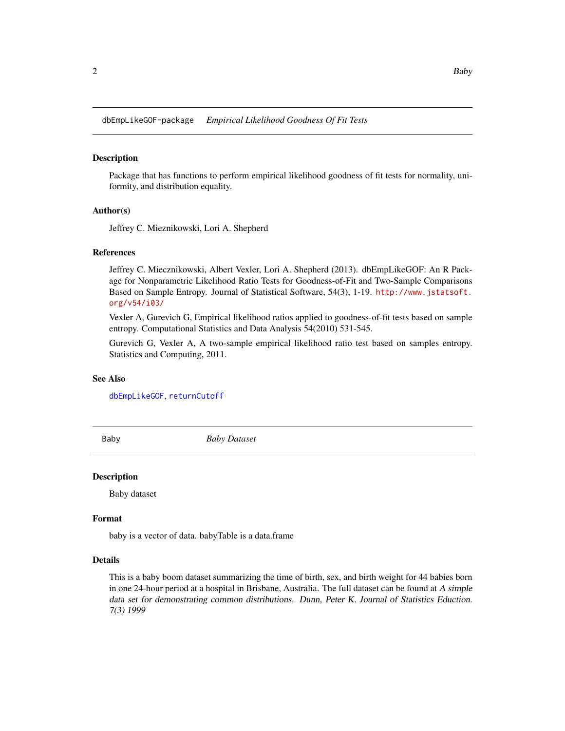# dbEmpLikeGOF-package *Empirical Likelihood Goodness Of Fit Tests*

## Description

Package that has functions to perform empirical likelihood goodness of fit tests for normality, uniformity, and distribution equality.

## Author(s)

Jeffrey C. Mieznikowski, Lori A. Shepherd

## References

Jeffrey C. Miecznikowski, Albert Vexler, Lori A. Shepherd (2013). dbEmpLikeGOF: An R Package for Nonparametric Likelihood Ratio Tests for Goodness-of-Fit and Two-Sample Comparisons Based on Sample Entropy. Journal of Statistical Software, 54(3), 1-19. http://www.jstatsoft.org/v54/i03/

Vexler A, Gurevich G, Empirical likelihood ratios applied to goodness-of-fit tests based on sample entropy. Computational Statistics and Data Analysis 54(2010) 531-545.

Gurevich G, Vexler A, A two-sample empirical likelihood ratio test based on samples entropy. Statistics and Computing, 2011.

## See Also

dbEmpLikeGOF, returnCutoff

# Baby *Baby Dataset*

## Description

Baby dataset

## Format

baby is a vector of data. babyTable is a data.frame

## Details

This is a baby boom dataset summarizing the time of birth, sex, and birth weight for 44 babies born in one 24-hour period at a hospital in Brisbane, Australia. The full dataset can be found at *A simple data set for demonstrating common distributions. Dunn, Peter K. Journal of Statistics Eduction. 7(3) 1999*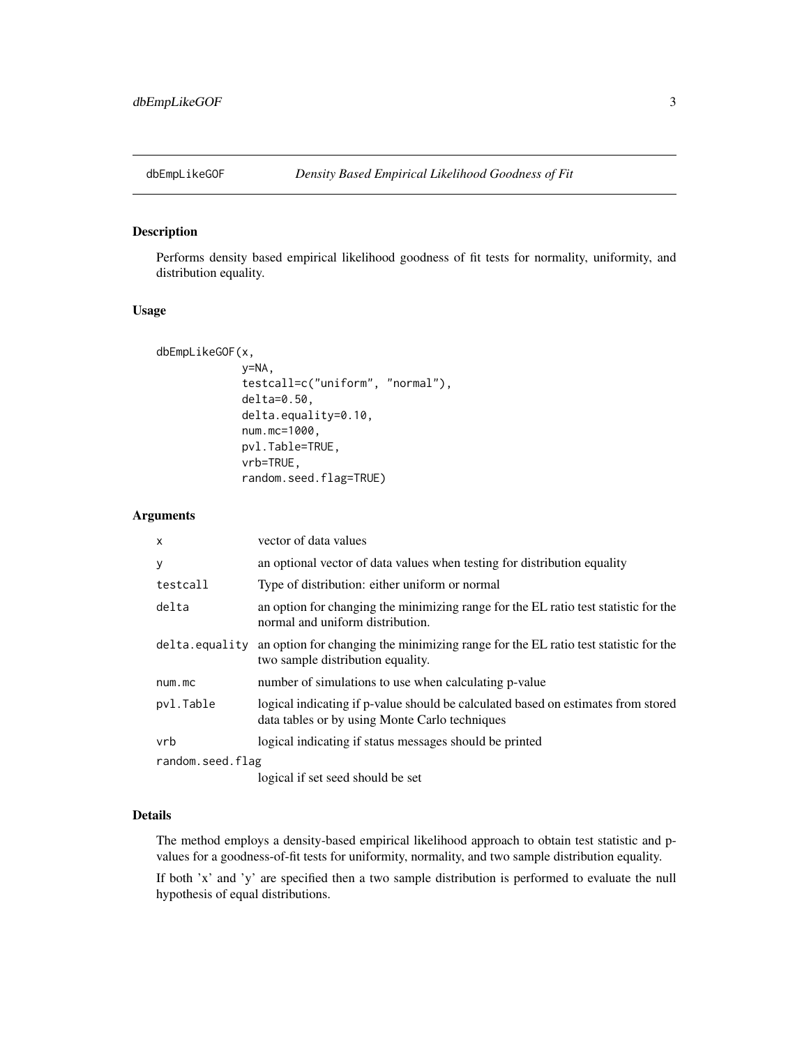# dbEmpLikeGOF — *Density Based Empirical Likelihood Goodness of Fit*

## Description

Performs density based empirical likelihood goodness of fit tests for normality, uniformity, and distribution equality.

## Usage

```
dbEmpLikeGOF(x,
             y=NA,
             testcall=c("uniform", "normal"),
             delta=0.50,
             delta.equality=0.10,
             num.mc=1000,
             pvl.Table=TRUE,
             vrb=TRUE,
             random.seed.flag=TRUE)
```

## Arguments

| Argument | Description |
|---|---|
| `x` | vector of data values |
| `y` | an optional vector of data values when testing for distribution equality |
| `testcall` | Type of distribution: either uniform or normal |
| `delta` | an option for changing the minimizing range for the EL ratio test statistic for the normal and uniform distribution. |
| `delta.equality` | an option for changing the minimizing range for the EL ratio test statistic for the two sample distribution equality. |
| `num.mc` | number of simulations to use when calculating p-value |
| `pvl.Table` | logical indicating if p-value should be calculated based on estimates from stored data tables or by using Monte Carlo techniques |
| `vrb` | logical indicating if status messages should be printed |
| `random.seed.flag` | logical if set seed should be set |

## Details

The method employs a density-based empirical likelihood approach to obtain test statistic and p-values for a goodness-of-fit tests for uniformity, normality, and two sample distribution equality.

If both 'x' and 'y' are specified then a two sample distribution is performed to evaluate the null hypothesis of equal distributions.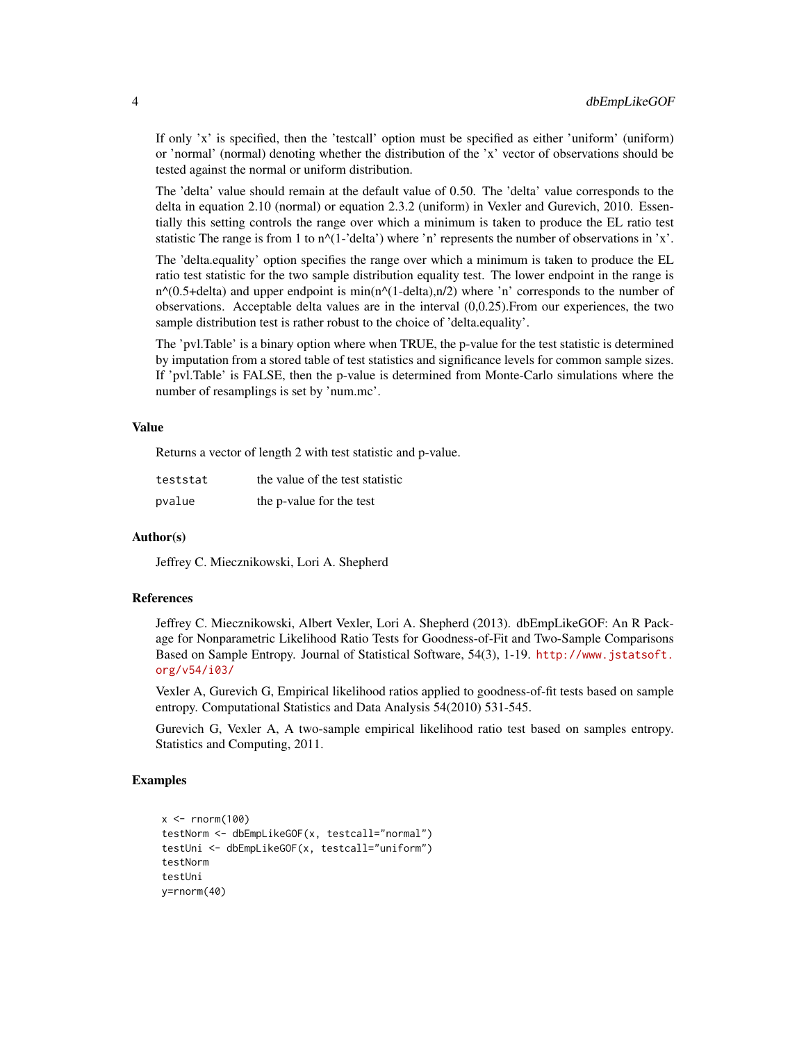If only 'x' is specified, then the 'testcall' option must be specified as either 'uniform' (uniform) or 'normal' (normal) denoting whether the distribution of the 'x' vector of observations should be tested against the normal or uniform distribution.

The 'delta' value should remain at the default value of 0.50. The 'delta' value corresponds to the delta in equation 2.10 (normal) or equation 2.3.2 (uniform) in Vexler and Gurevich, 2010. Essentially this setting controls the range over which a minimum is taken to produce the EL ratio test statistic The range is from 1 to n^(1-'delta') where 'n' represents the number of observations in 'x'.

The 'delta.equality' option specifies the range over which a minimum is taken to produce the EL ratio test statistic for the two sample distribution equality test. The lower endpoint in the range is n^(0.5+delta) and upper endpoint is min(n^(1-delta),n/2) where 'n' corresponds to the number of observations. Acceptable delta values are in the interval (0,0.25).From our experiences, the two sample distribution test is rather robust to the choice of 'delta.equality'.

The 'pvl.Table' is a binary option where when TRUE, the p-value for the test statistic is determined by imputation from a stored table of test statistics and significance levels for common sample sizes. If 'pvl.Table' is FALSE, then the p-value is determined from Monte-Carlo simulations where the number of resamplings is set by 'num.mc'.

### Value

Returns a vector of length 2 with test statistic and p-value.

| | |
|---|---|
| `teststat` | the value of the test statistic |
| `pvalue` | the p-value for the test |

### Author(s)

Jeffrey C. Miecznikowski, Lori A. Shepherd

### References

Jeffrey C. Miecznikowski, Albert Vexler, Lori A. Shepherd (2013). dbEmpLikeGOF: An R Package for Nonparametric Likelihood Ratio Tests for Goodness-of-Fit and Two-Sample Comparisons Based on Sample Entropy. Journal of Statistical Software, 54(3), 1-19. http://www.jstatsoft.org/v54/i03/

Vexler A, Gurevich G, Empirical likelihood ratios applied to goodness-of-fit tests based on sample entropy. Computational Statistics and Data Analysis 54(2010) 531-545.

Gurevich G, Vexler A, A two-sample empirical likelihood ratio test based on samples entropy. Statistics and Computing, 2011.

### Examples

```
x <- rnorm(100)
testNorm <- dbEmpLikeGOF(x, testcall="normal")
testUni <- dbEmpLikeGOF(x, testcall="uniform")
testNorm
testUni
y=rnorm(40)
```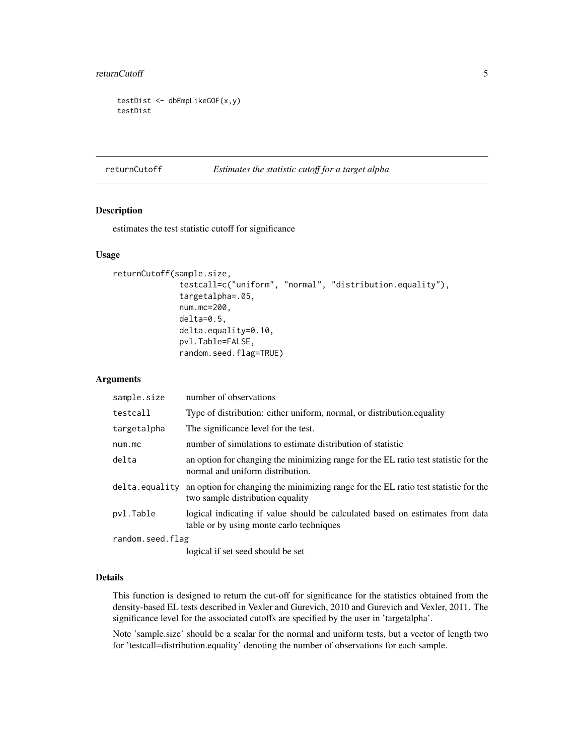```
testDist <- dbEmpLikeGOF(x,y)
testDist
```

## returnCutoff *Estimates the statistic cutoff for a target alpha*

### Description

estimates the test statistic cutoff for significance

### Usage

```
returnCutoff(sample.size,
             testcall=c("uniform", "normal", "distribution.equality"),
             targetalpha=.05,
             num.mc=200,
             delta=0.5,
             delta.equality=0.10,
             pvl.Table=FALSE,
             random.seed.flag=TRUE)
```

### Arguments

| | |
|---|---|
| `sample.size` | number of observations |
| `testcall` | Type of distribution: either uniform, normal, or distribution.equality |
| `targetalpha` | The significance level for the test. |
| `num.mc` | number of simulations to estimate distribution of statistic |
| `delta` | an option for changing the minimizing range for the EL ratio test statistic for the normal and uniform distribution. |
| `delta.equality` | an option for changing the minimizing range for the EL ratio test statistic for the two sample distribution equality |
| `pvl.Table` | logical indicating if value should be calculated based on estimates from data table or by using monte carlo techniques |
| `random.seed.flag` | logical if set seed should be set |

### Details

This function is designed to return the cut-off for significance for the statistics obtained from the density-based EL tests described in Vexler and Gurevich, 2010 and Gurevich and Vexler, 2011. The significance level for the associated cutoffs are specified by the user in 'targetalpha'.

Note 'sample.size' should be a scalar for the normal and uniform tests, but a vector of length two for 'testcall=distribution.equality' denoting the number of observations for each sample.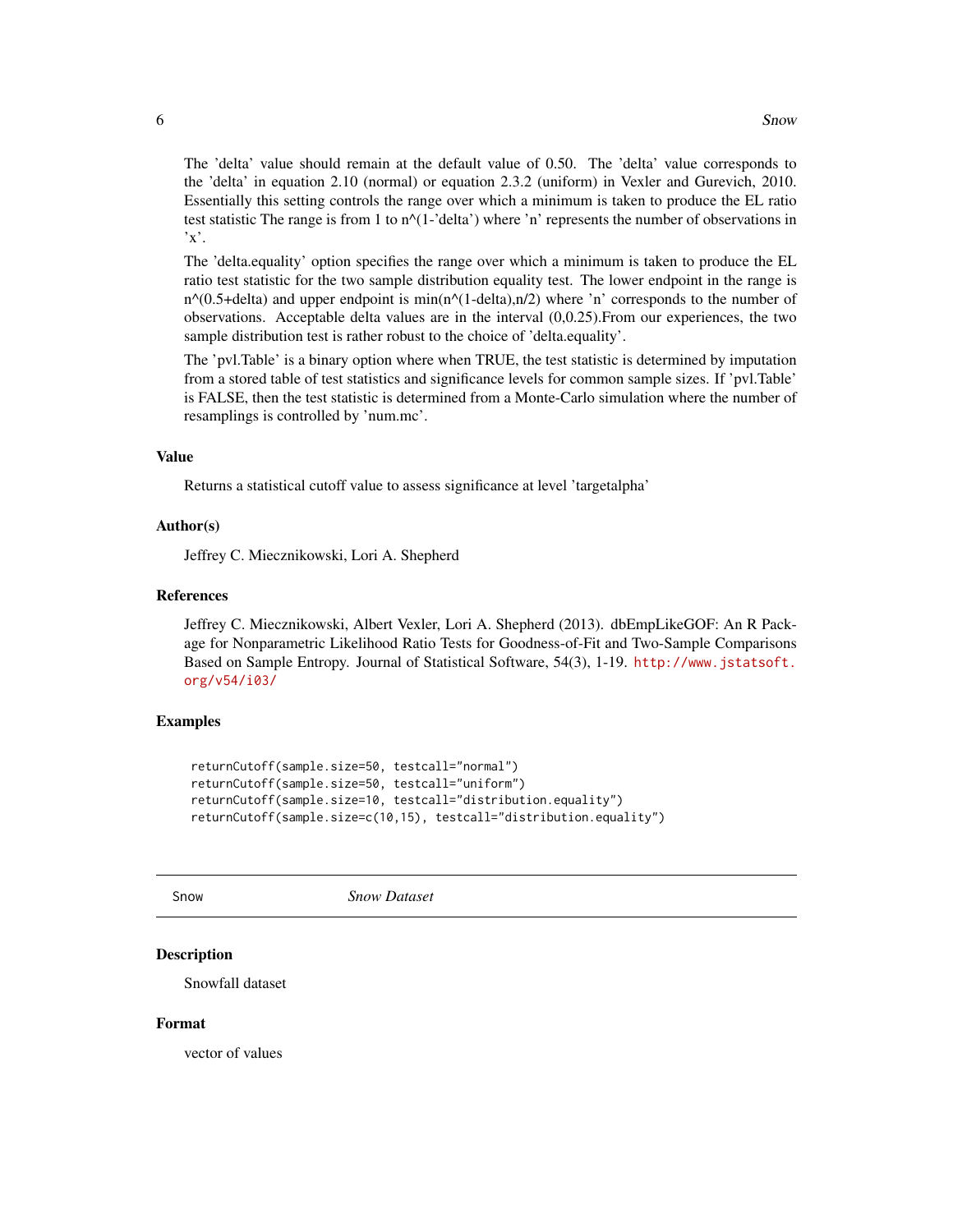The 'delta' value should remain at the default value of 0.50. The 'delta' value corresponds to the 'delta' in equation 2.10 (normal) or equation 2.3.2 (uniform) in Vexler and Gurevich, 2010. Essentially this setting controls the range over which a minimum is taken to produce the EL ratio test statistic The range is from 1 to n^(1-'delta') where 'n' represents the number of observations in 'x'.

The 'delta.equality' option specifies the range over which a minimum is taken to produce the EL ratio test statistic for the two sample distribution equality test. The lower endpoint in the range is n^(0.5+delta) and upper endpoint is min(n^(1-delta),n/2) where 'n' corresponds to the number of observations. Acceptable delta values are in the interval (0,0.25).From our experiences, the two sample distribution test is rather robust to the choice of 'delta.equality'.

The 'pvl.Table' is a binary option where when TRUE, the test statistic is determined by imputation from a stored table of test statistics and significance levels for common sample sizes. If 'pvl.Table' is FALSE, then the test statistic is determined from a Monte-Carlo simulation where the number of resamplings is controlled by 'num.mc'.

### Value

Returns a statistical cutoff value to assess significance at level 'targetalpha'

### Author(s)

Jeffrey C. Miecznikowski, Lori A. Shepherd

### References

Jeffrey C. Miecznikowski, Albert Vexler, Lori A. Shepherd (2013). dbEmpLikeGOF: An R Package for Nonparametric Likelihood Ratio Tests for Goodness-of-Fit and Two-Sample Comparisons Based on Sample Entropy. Journal of Statistical Software, 54(3), 1-19. http://www.jstatsoft.org/v54/i03/

### Examples

```
returnCutoff(sample.size=50, testcall="normal")
returnCutoff(sample.size=50, testcall="uniform")
returnCutoff(sample.size=10, testcall="distribution.equality")
returnCutoff(sample.size=c(10,15), testcall="distribution.equality")
```

---

## Snow — *Snow Dataset*

### Description

Snowfall dataset

### Format

vector of values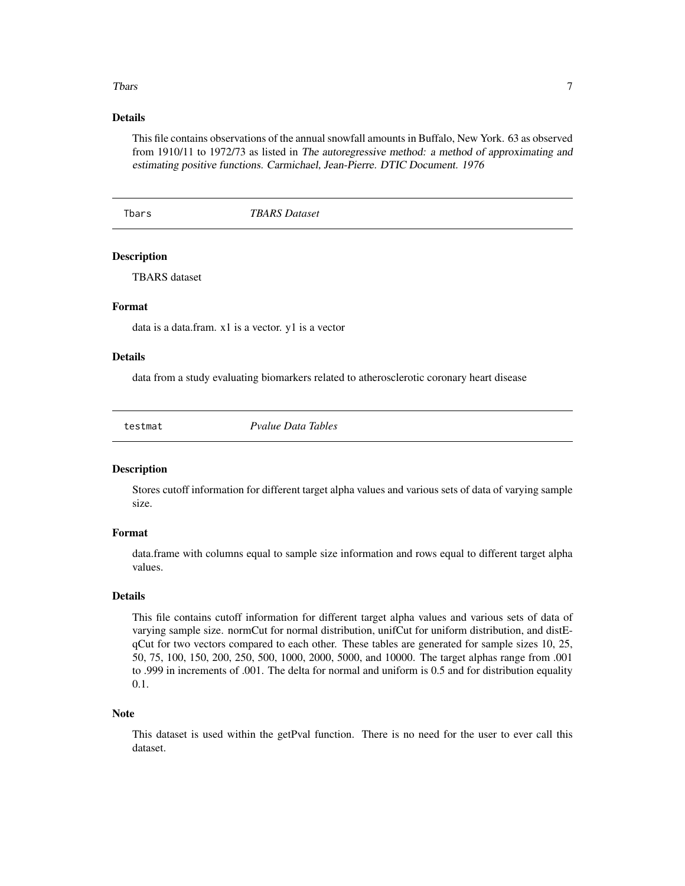### Details

This file contains observations of the annual snowfall amounts in Buffalo, New York. 63 as observed from 1910/11 to 1972/73 as listed in *The autoregressive method: a method of approximating and estimating positive functions. Carmichael, Jean-Pierre. DTIC Document. 1976*

---

## Tbars *TBARS Dataset*

---

### Description

TBARS dataset

### Format

data is a data.fram. x1 is a vector. y1 is a vector

### Details

data from a study evaluating biomarkers related to atherosclerotic coronary heart disease

---

## testmat *Pvalue Data Tables*

---

### Description

Stores cutoff information for different target alpha values and various sets of data of varying sample size.

### Format

data.frame with columns equal to sample size information and rows equal to different target alpha values.

### Details

This file contains cutoff information for different target alpha values and various sets of data of varying sample size. normCut for normal distribution, unifCut for uniform distribution, and distEqCut for two vectors compared to each other. These tables are generated for sample sizes 10, 25, 50, 75, 100, 150, 200, 250, 500, 1000, 2000, 5000, and 10000. The target alphas range from .001 to .999 in increments of .001. The delta for normal and uniform is 0.5 and for distribution equality 0.1.

### Note

This dataset is used within the getPval function. There is no need for the user to ever call this dataset.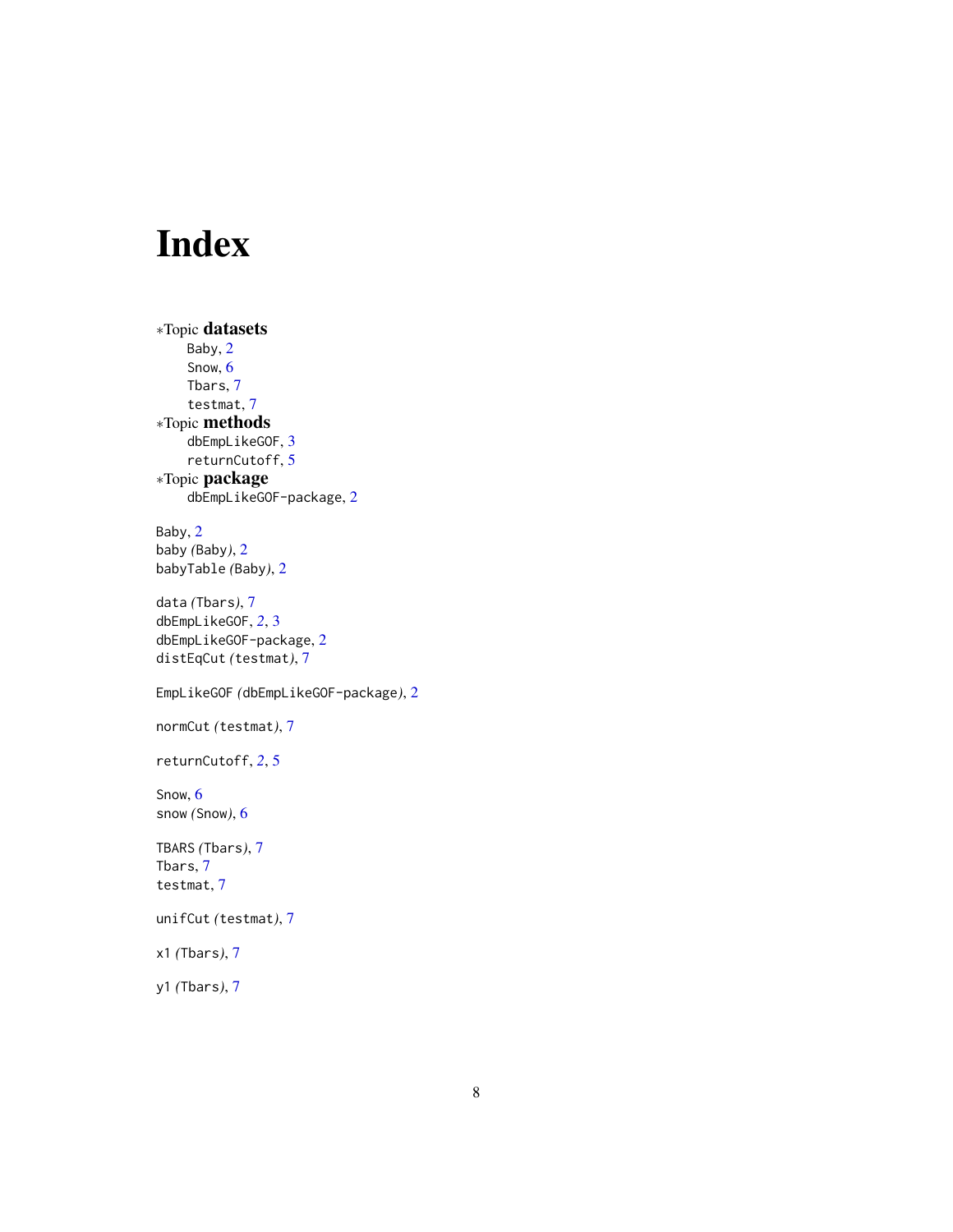# Index

*Topic **datasets**
- Baby, 2
- Snow, 6
- Tbars, 7
- testmat, 7

*Topic **methods**
- dbEmpLikeGOF, 3
- returnCutoff, 5

*Topic **package**
- dbEmpLikeGOF-package, 2

Baby, 2
baby *(*Baby*)*, 2
babyTable *(*Baby*)*, 2

data *(*Tbars*)*, 7
dbEmpLikeGOF, *2*, 3
dbEmpLikeGOF-package, 2
distEqCut *(*testmat*)*, 7

EmpLikeGOF *(*dbEmpLikeGOF-package*)*, 2

normCut *(*testmat*)*, 7

returnCutoff, *2*, 5

Snow, 6
snow *(*Snow*)*, 6

TBARS *(*Tbars*)*, 7
Tbars, 7
testmat, 7

unifCut *(*testmat*)*, 7

x1 *(*Tbars*)*, 7

y1 *(*Tbars*)*, 7